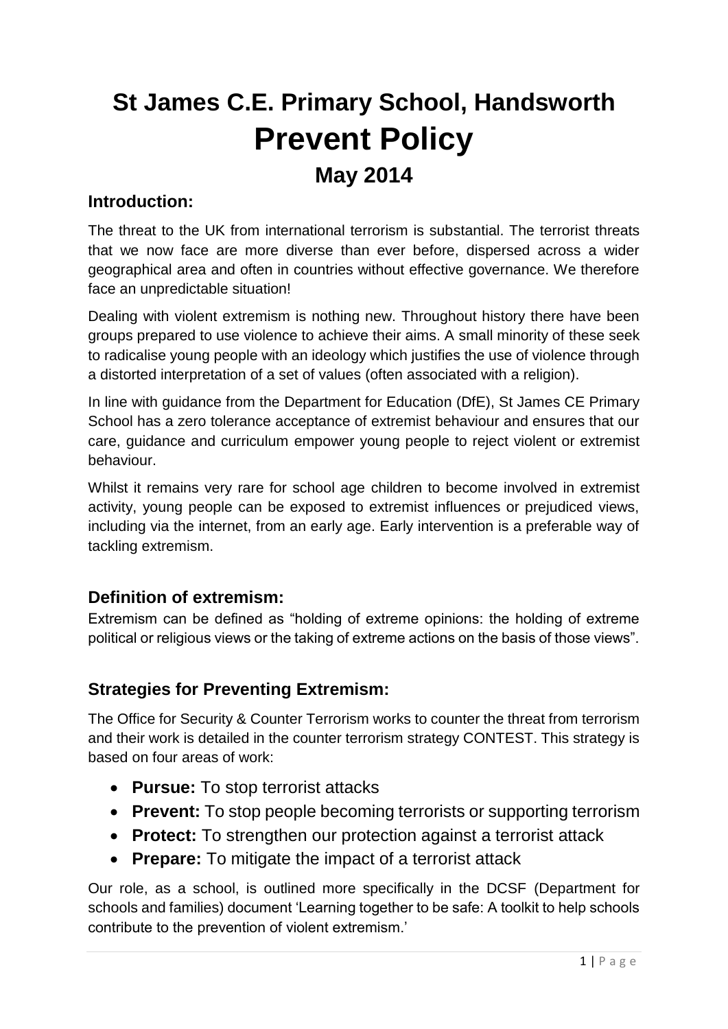# St James C.E. Primary School, Handsworth
# Prevent Policy
## May 2014

### Introduction:

The threat to the UK from international terrorism is substantial. The terrorist threats that we now face are more diverse than ever before, dispersed across a wider geographical area and often in countries without effective governance. We therefore face an unpredictable situation!

Dealing with violent extremism is nothing new. Throughout history there have been groups prepared to use violence to achieve their aims. A small minority of these seek to radicalise young people with an ideology which justifies the use of violence through a distorted interpretation of a set of values (often associated with a religion).

In line with guidance from the Department for Education (DfE), St James CE Primary School has a zero tolerance acceptance of extremist behaviour and ensures that our care, guidance and curriculum empower young people to reject violent or extremist behaviour.

Whilst it remains very rare for school age children to become involved in extremist activity, young people can be exposed to extremist influences or prejudiced views, including via the internet, from an early age. Early intervention is a preferable way of tackling extremism.

### Definition of extremism:

Extremism can be defined as "holding of extreme opinions: the holding of extreme political or religious views or the taking of extreme actions on the basis of those views".

### Strategies for Preventing Extremism:

The Office for Security & Counter Terrorism works to counter the threat from terrorism and their work is detailed in the counter terrorism strategy CONTEST. This strategy is based on four areas of work:

- **Pursue:** To stop terrorist attacks
- **Prevent:** To stop people becoming terrorists or supporting terrorism
- **Protect:** To strengthen our protection against a terrorist attack
- **Prepare:** To mitigate the impact of a terrorist attack

Our role, as a school, is outlined more specifically in the DCSF (Department for schools and families) document 'Learning together to be safe: A toolkit to help schools contribute to the prevention of violent extremism.'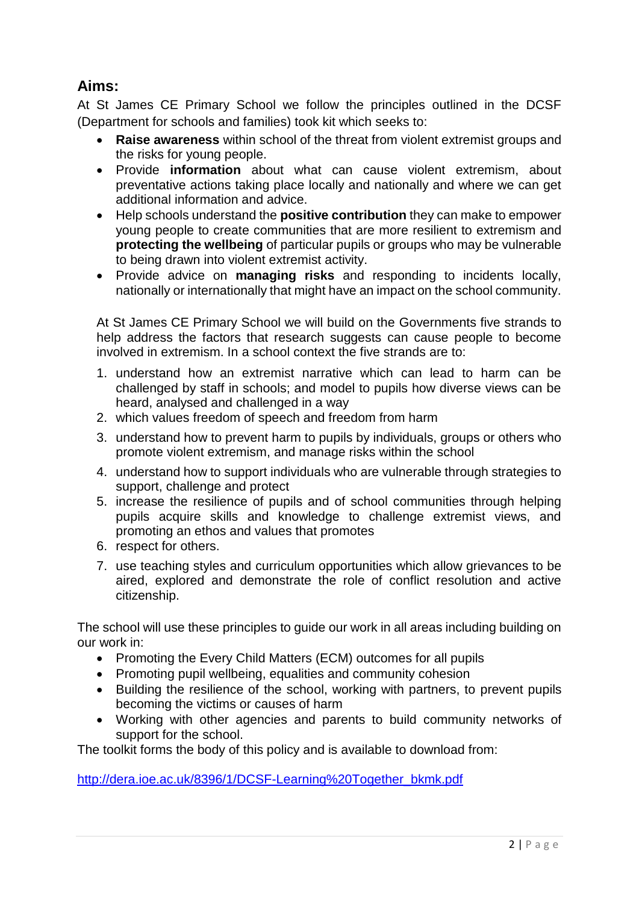## Aims:

At St James CE Primary School we follow the principles outlined in the DCSF (Department for schools and families) took kit which seeks to:

- **Raise awareness** within school of the threat from violent extremist groups and the risks for young people.
- Provide **information** about what can cause violent extremism, about preventative actions taking place locally and nationally and where we can get additional information and advice.
- Help schools understand the **positive contribution** they can make to empower young people to create communities that are more resilient to extremism and **protecting the wellbeing** of particular pupils or groups who may be vulnerable to being drawn into violent extremist activity.
- Provide advice on **managing risks** and responding to incidents locally, nationally or internationally that might have an impact on the school community.

At St James CE Primary School we will build on the Governments five strands to help address the factors that research suggests can cause people to become involved in extremism. In a school context the five strands are to:

1. understand how an extremist narrative which can lead to harm can be challenged by staff in schools; and model to pupils how diverse views can be heard, analysed and challenged in a way
2. which values freedom of speech and freedom from harm
3. understand how to prevent harm to pupils by individuals, groups or others who promote violent extremism, and manage risks within the school
4. understand how to support individuals who are vulnerable through strategies to support, challenge and protect
5. increase the resilience of pupils and of school communities through helping pupils acquire skills and knowledge to challenge extremist views, and promoting an ethos and values that promotes
6. respect for others.
7. use teaching styles and curriculum opportunities which allow grievances to be aired, explored and demonstrate the role of conflict resolution and active citizenship.

The school will use these principles to guide our work in all areas including building on our work in:

- Promoting the Every Child Matters (ECM) outcomes for all pupils
- Promoting pupil wellbeing, equalities and community cohesion
- Building the resilience of the school, working with partners, to prevent pupils becoming the victims or causes of harm
- Working with other agencies and parents to build community networks of support for the school.

The toolkit forms the body of this policy and is available to download from:

http://dera.ioe.ac.uk/8396/1/DCSF-Learning%20Together_bkmk.pdf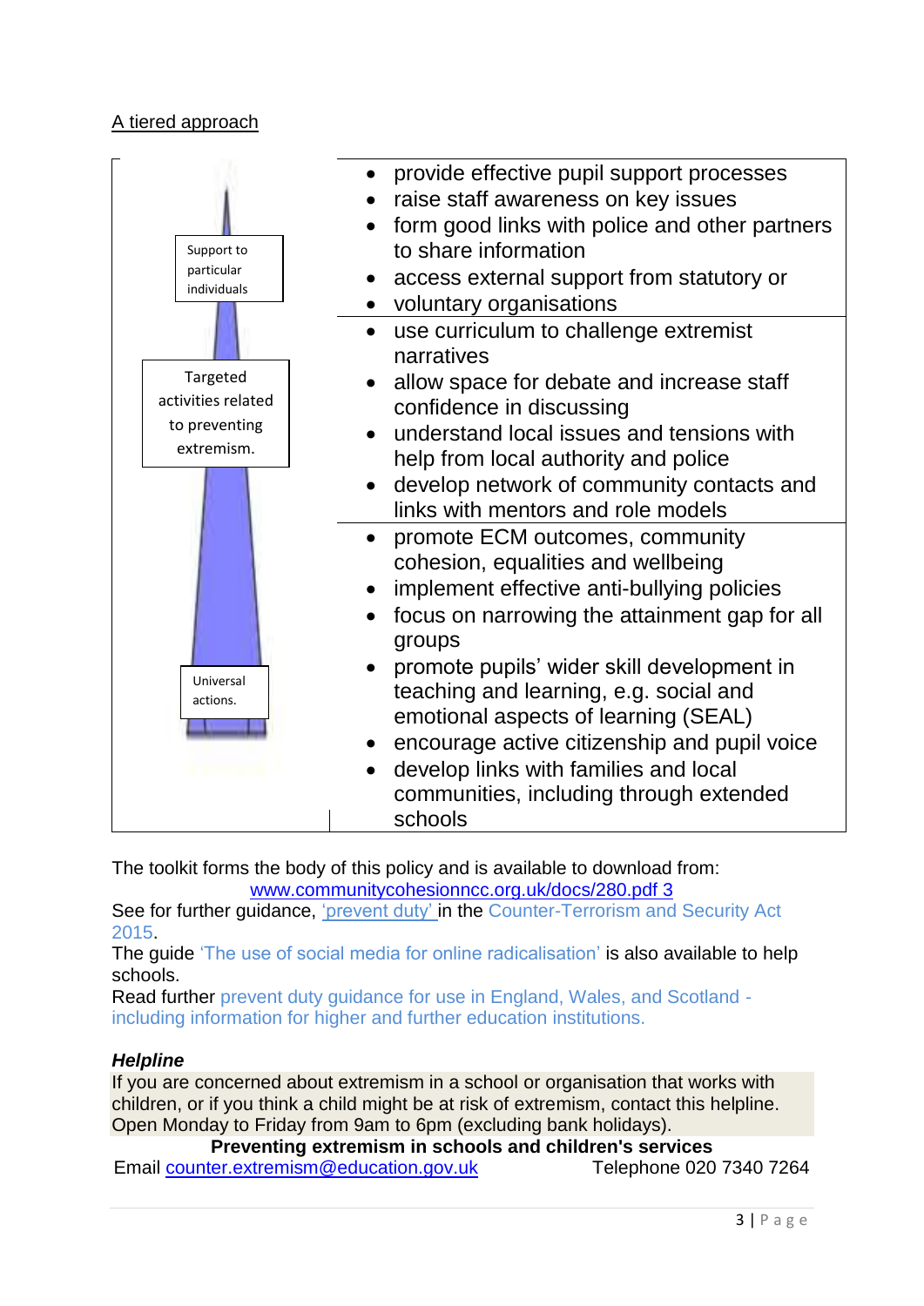A tiered approach

| | |
|---|---|
| Support to particular individuals | • provide effective pupil support processes<br>• raise staff awareness on key issues<br>• form good links with police and other partners to share information<br>• access external support from statutory or<br>• voluntary organisations |
| Targeted activities related to preventing extremism. | • use curriculum to challenge extremist narratives<br>• allow space for debate and increase staff confidence in discussing<br>• understand local issues and tensions with help from local authority and police<br>• develop network of community contacts and links with mentors and role models |
| Universal actions. | • promote ECM outcomes, community cohesion, equalities and wellbeing<br>• implement effective anti-bullying policies<br>• focus on narrowing the attainment gap for all groups<br>• promote pupils' wider skill development in teaching and learning, e.g. social and emotional aspects of learning (SEAL)<br>• encourage active citizenship and pupil voice<br>• develop links with families and local communities, including through extended schools |

The toolkit forms the body of this policy and is available to download from:
www.communitycohesionncc.org.uk/docs/280.pdf 3

See for further guidance, 'prevent duty' in the Counter-Terrorism and Security Act 2015.

The guide 'The use of social media for online radicalisation' is also available to help schools.

Read further prevent duty guidance for use in England, Wales, and Scotland - including information for higher and further education institutions.

***Helpline***

If you are concerned about extremism in a school or organisation that works with children, or if you think a child might be at risk of extremism, contact this helpline. Open Monday to Friday from 9am to 6pm (excluding bank holidays).

**Preventing extremism in schools and children's services**

Email counter.extremism@education.gov.uk Telephone 020 7340 7264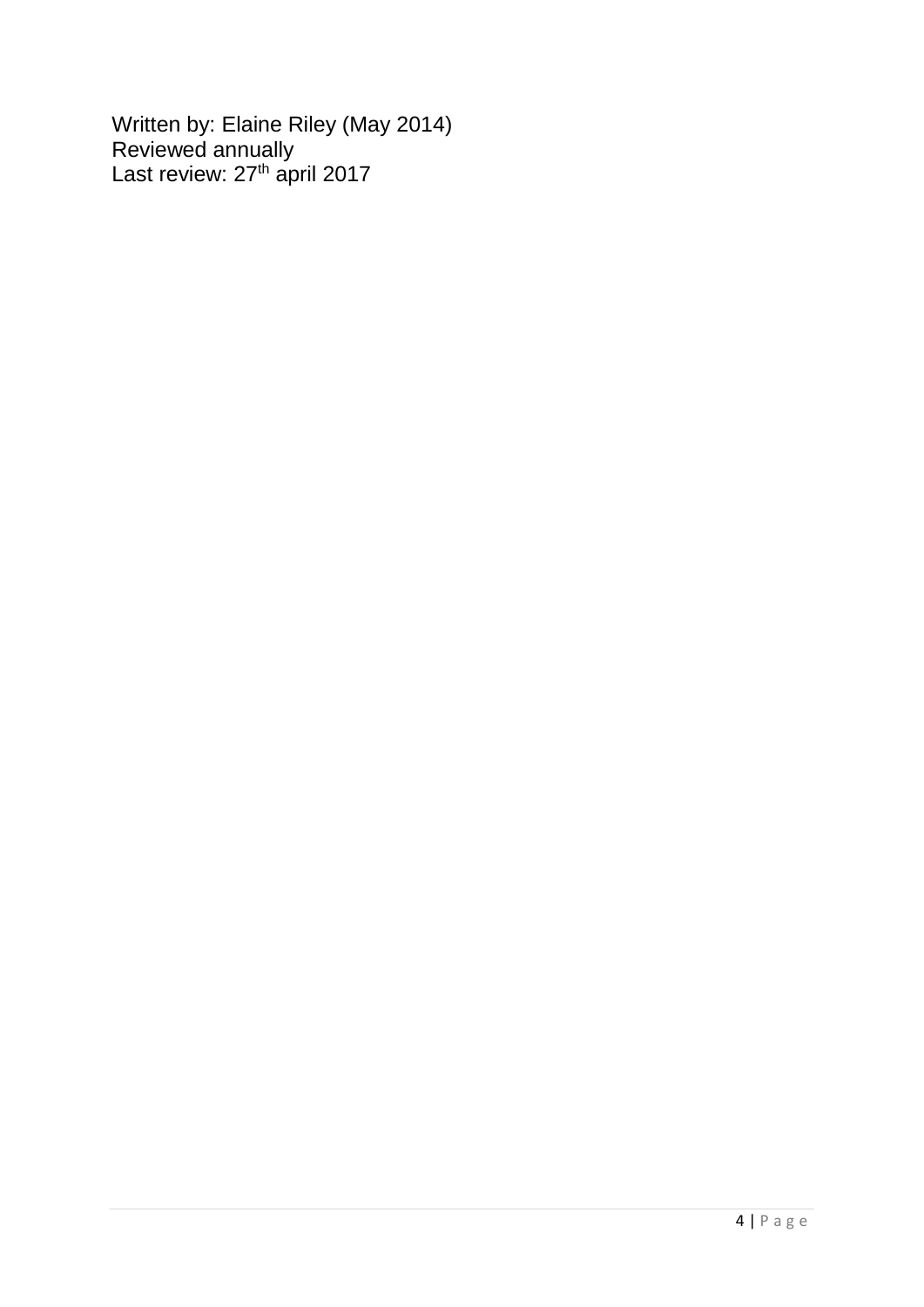Written by: Elaine Riley (May 2014)
Reviewed annually
Last review: 27th april 2017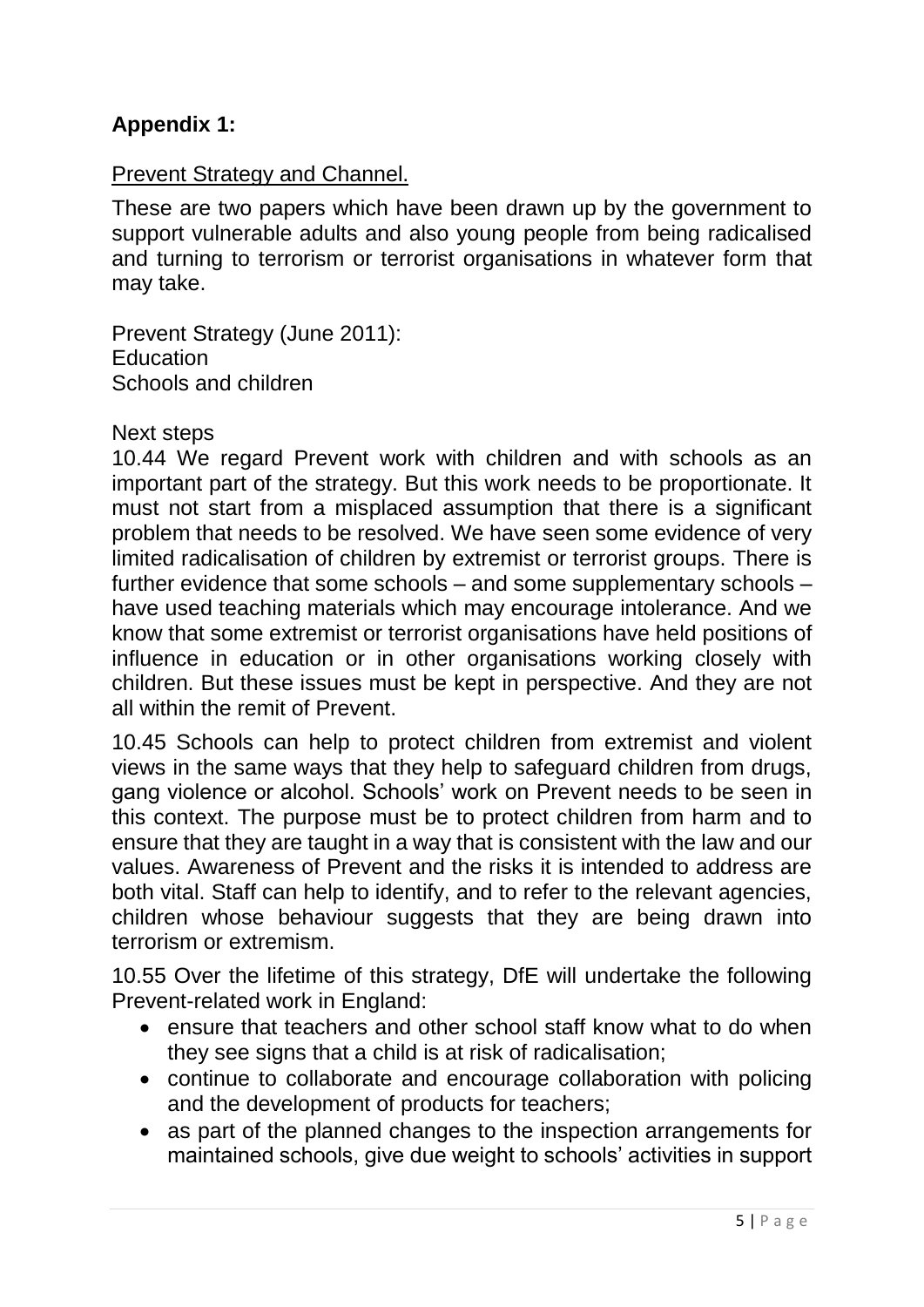## Appendix 1:

Prevent Strategy and Channel.

These are two papers which have been drawn up by the government to support vulnerable adults and also young people from being radicalised and turning to terrorism or terrorist organisations in whatever form that may take.

Prevent Strategy (June 2011):
Education
Schools and children

Next steps
10.44 We regard Prevent work with children and with schools as an important part of the strategy. But this work needs to be proportionate. It must not start from a misplaced assumption that there is a significant problem that needs to be resolved. We have seen some evidence of very limited radicalisation of children by extremist or terrorist groups. There is further evidence that some schools – and some supplementary schools – have used teaching materials which may encourage intolerance. And we know that some extremist or terrorist organisations have held positions of influence in education or in other organisations working closely with children. But these issues must be kept in perspective. And they are not all within the remit of Prevent.

10.45 Schools can help to protect children from extremist and violent views in the same ways that they help to safeguard children from drugs, gang violence or alcohol. Schools' work on Prevent needs to be seen in this context. The purpose must be to protect children from harm and to ensure that they are taught in a way that is consistent with the law and our values. Awareness of Prevent and the risks it is intended to address are both vital. Staff can help to identify, and to refer to the relevant agencies, children whose behaviour suggests that they are being drawn into terrorism or extremism.

10.55 Over the lifetime of this strategy, DfE will undertake the following Prevent-related work in England:

- ensure that teachers and other school staff know what to do when they see signs that a child is at risk of radicalisation;
- continue to collaborate and encourage collaboration with policing and the development of products for teachers;
- as part of the planned changes to the inspection arrangements for maintained schools, give due weight to schools' activities in support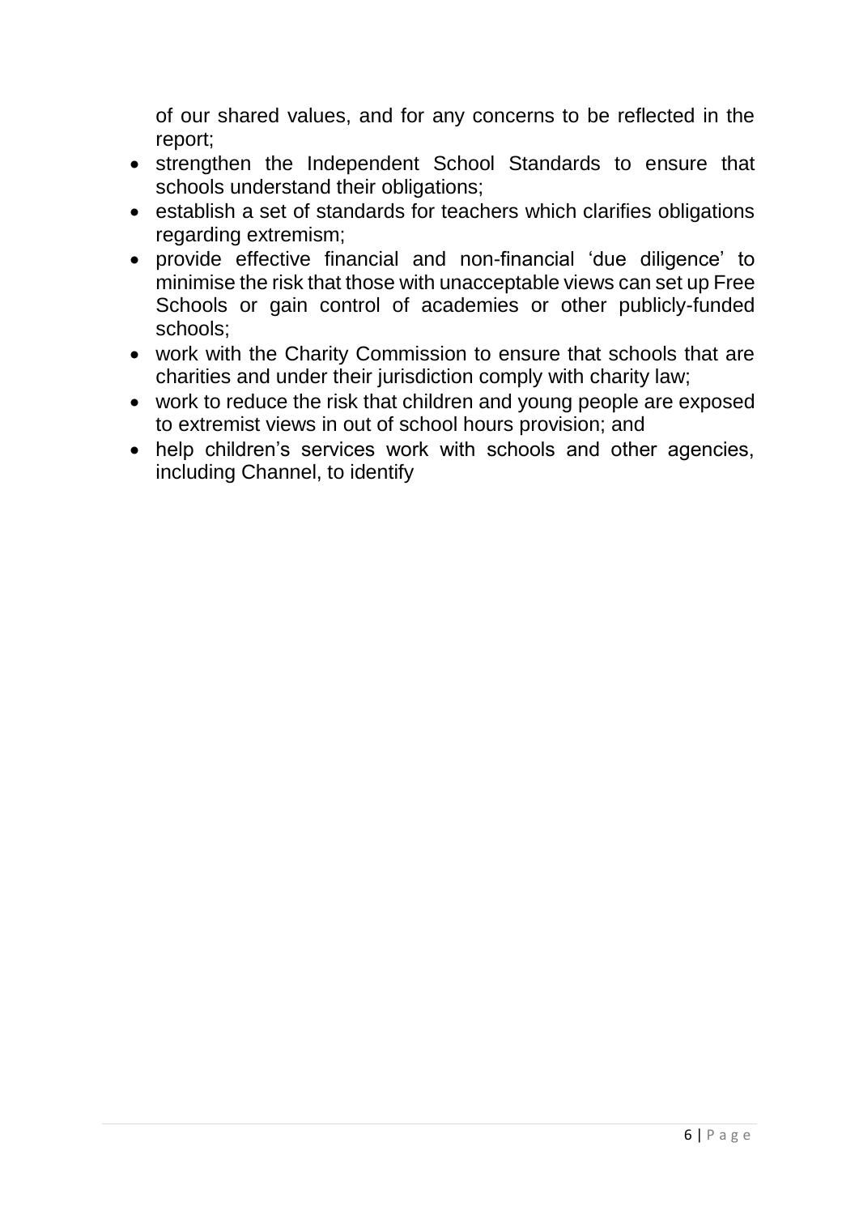of our shared values, and for any concerns to be reflected in the report;

- strengthen the Independent School Standards to ensure that schools understand their obligations;
- establish a set of standards for teachers which clarifies obligations regarding extremism;
- provide effective financial and non-financial 'due diligence' to minimise the risk that those with unacceptable views can set up Free Schools or gain control of academies or other publicly-funded schools;
- work with the Charity Commission to ensure that schools that are charities and under their jurisdiction comply with charity law;
- work to reduce the risk that children and young people are exposed to extremist views in out of school hours provision; and
- help children's services work with schools and other agencies, including Channel, to identify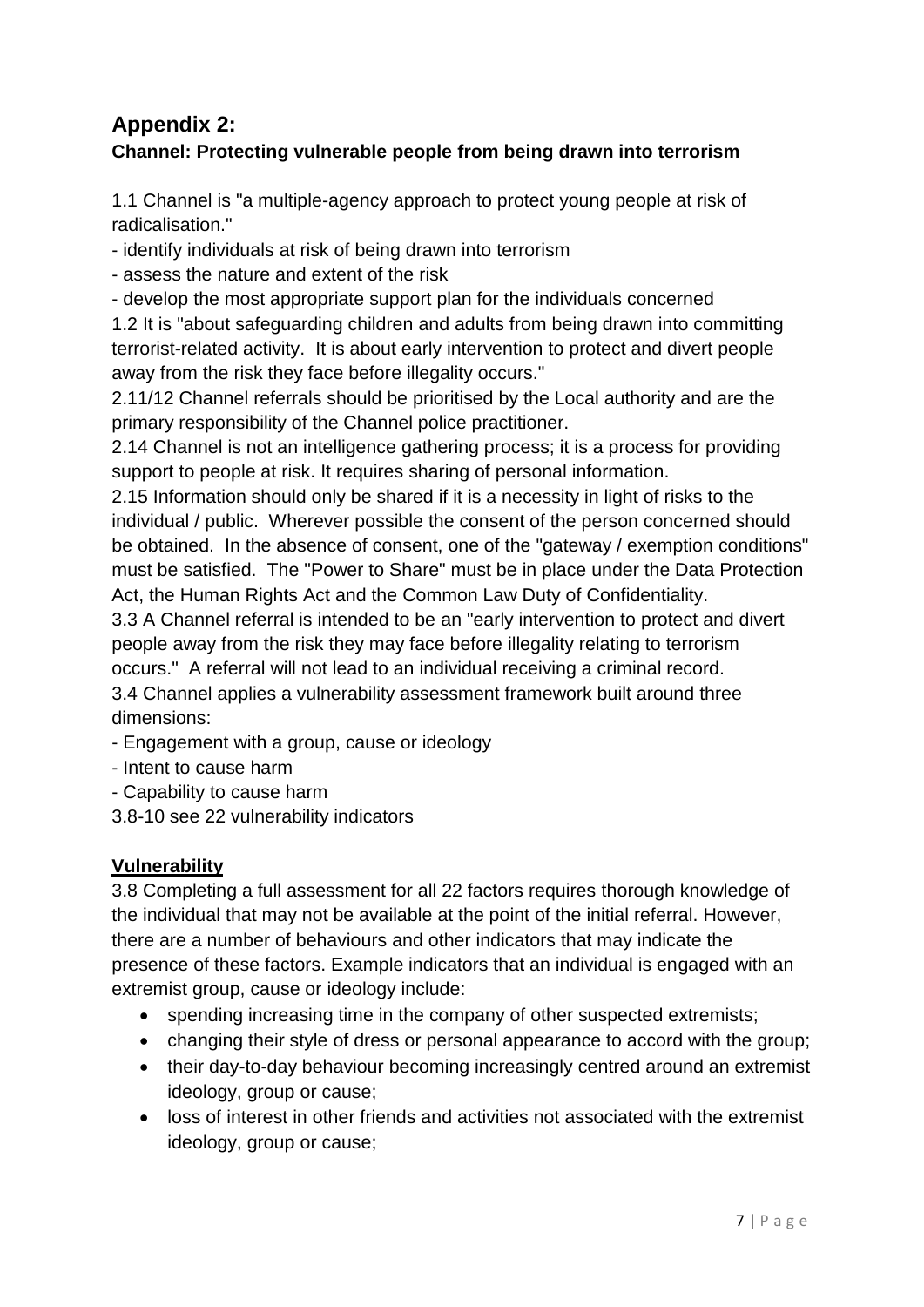## Appendix 2:

### Channel: Protecting vulnerable people from being drawn into terrorism

1.1 Channel is "a multiple-agency approach to protect young people at risk of radicalisation."

- identify individuals at risk of being drawn into terrorism
- assess the nature and extent of the risk
- develop the most appropriate support plan for the individuals concerned

1.2 It is "about safeguarding children and adults from being drawn into committing terrorist-related activity. It is about early intervention to protect and divert people away from the risk they face before illegality occurs."

2.11/12 Channel referrals should be prioritised by the Local authority and are the primary responsibility of the Channel police practitioner.

2.14 Channel is not an intelligence gathering process; it is a process for providing support to people at risk. It requires sharing of personal information.

2.15 Information should only be shared if it is a necessity in light of risks to the individual / public. Wherever possible the consent of the person concerned should be obtained. In the absence of consent, one of the "gateway / exemption conditions" must be satisfied. The "Power to Share" must be in place under the Data Protection Act, the Human Rights Act and the Common Law Duty of Confidentiality.

3.3 A Channel referral is intended to be an "early intervention to protect and divert people away from the risk they may face before illegality relating to terrorism occurs." A referral will not lead to an individual receiving a criminal record.

3.4 Channel applies a vulnerability assessment framework built around three dimensions:

- Engagement with a group, cause or ideology
- Intent to cause harm
- Capability to cause harm

3.8-10 see 22 vulnerability indicators

**Vulnerability**

3.8 Completing a full assessment for all 22 factors requires thorough knowledge of the individual that may not be available at the point of the initial referral. However, there are a number of behaviours and other indicators that may indicate the presence of these factors. Example indicators that an individual is engaged with an extremist group, cause or ideology include:

- spending increasing time in the company of other suspected extremists;
- changing their style of dress or personal appearance to accord with the group;
- their day-to-day behaviour becoming increasingly centred around an extremist ideology, group or cause;
- loss of interest in other friends and activities not associated with the extremist ideology, group or cause;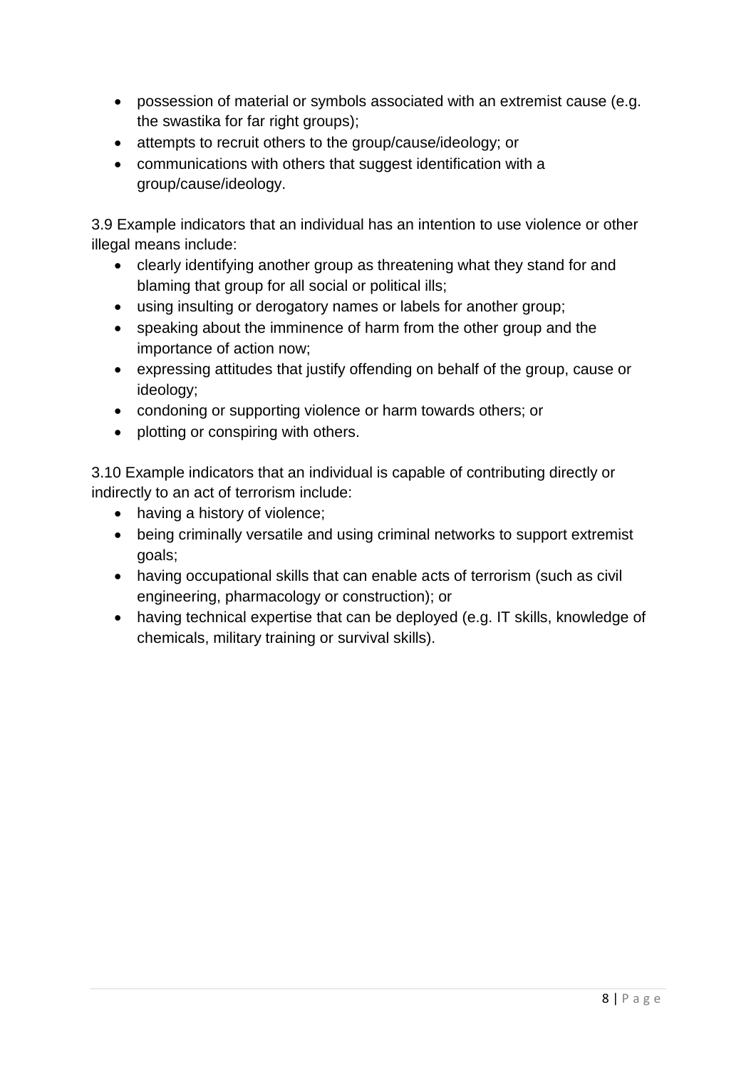- possession of material or symbols associated with an extremist cause (e.g. the swastika for far right groups);
- attempts to recruit others to the group/cause/ideology; or
- communications with others that suggest identification with a group/cause/ideology.

3.9 Example indicators that an individual has an intention to use violence or other illegal means include:

- clearly identifying another group as threatening what they stand for and blaming that group for all social or political ills;
- using insulting or derogatory names or labels for another group;
- speaking about the imminence of harm from the other group and the importance of action now;
- expressing attitudes that justify offending on behalf of the group, cause or ideology;
- condoning or supporting violence or harm towards others; or
- plotting or conspiring with others.

3.10 Example indicators that an individual is capable of contributing directly or indirectly to an act of terrorism include:

- having a history of violence;
- being criminally versatile and using criminal networks to support extremist goals;
- having occupational skills that can enable acts of terrorism (such as civil engineering, pharmacology or construction); or
- having technical expertise that can be deployed (e.g. IT skills, knowledge of chemicals, military training or survival skills).